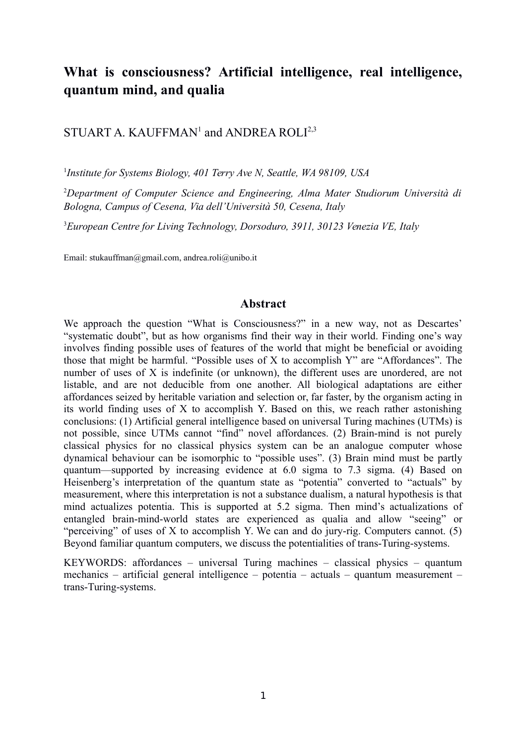# What is consciousness? Artificial intelligence, real intelligence, quantum mind, and qualia

STUART A. KAUFFMAN[1] and ANDREA ROLI[2,3]

[1] *Institute for Systems Biology, 401 Terry Ave N, Seattle, WA 98109, USA*

[2] *Department of Computer Science and Engineering, Alma Mater Studiorum Università di Bologna, Campus of Cesena, Via dell'Università 50, Cesena, Italy*

[3] *European Centre for Living Technology, Dorsoduro, 3911, 30123 Venezia VE, Italy*

Email: stukauffman@gmail.com, andrea.roli@unibo.it

## Abstract

We approach the question "What is Consciousness?" in a new way, not as Descartes' "systematic doubt", but as how organisms find their way in their world. Finding one's way involves finding possible uses of features of the world that might be beneficial or avoiding those that might be harmful. "Possible uses of X to accomplish Y" are "Affordances". The number of uses of X is indefinite (or unknown), the different uses are unordered, are not listable, and are not deducible from one another. All biological adaptations are either affordances seized by heritable variation and selection or, far faster, by the organism acting in its world finding uses of X to accomplish Y. Based on this, we reach rather astonishing conclusions: (1) Artificial general intelligence based on universal Turing machines (UTMs) is not possible, since UTMs cannot "find" novel affordances. (2) Brain-mind is not purely classical physics for no classical physics system can be an analogue computer whose dynamical behaviour can be isomorphic to "possible uses". (3) Brain mind must be partly quantum—supported by increasing evidence at 6.0 sigma to 7.3 sigma. (4) Based on Heisenberg's interpretation of the quantum state as "potentia" converted to "actuals" by measurement, where this interpretation is not a substance dualism, a natural hypothesis is that mind actualizes potentia. This is supported at 5.2 sigma. Then mind's actualizations of entangled brain-mind-world states are experienced as qualia and allow "seeing" or "perceiving" of uses of X to accomplish Y. We can and do jury-rig. Computers cannot. (5) Beyond familiar quantum computers, we discuss the potentialities of trans-Turing-systems.

KEYWORDS: affordances – universal Turing machines – classical physics – quantum mechanics – artificial general intelligence – potentia – actuals – quantum measurement – trans-Turing-systems.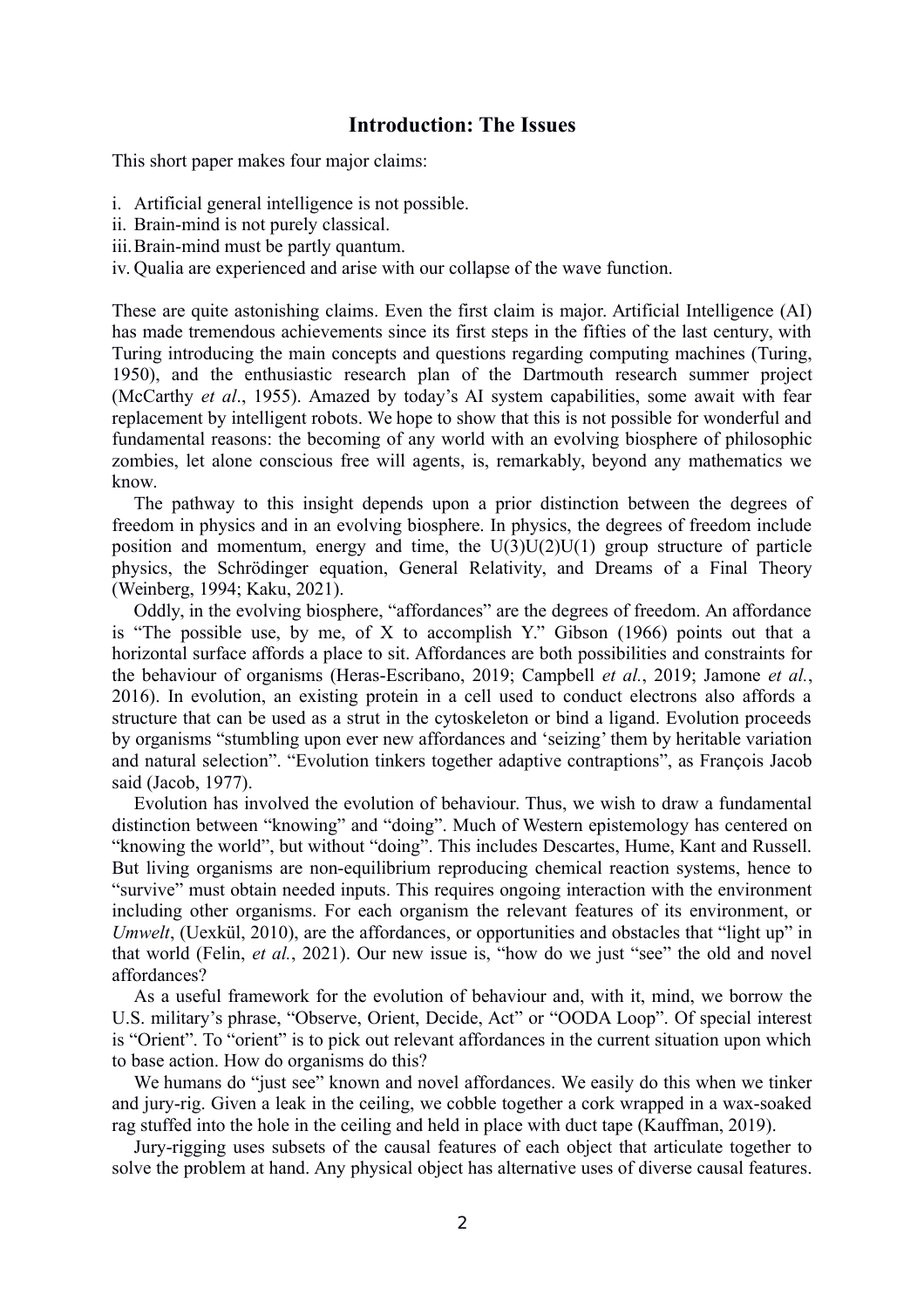## Introduction: The Issues

This short paper makes four major claims:

i. Artificial general intelligence is not possible.
ii. Brain-mind is not purely classical.
iii. Brain-mind must be partly quantum.
iv. Qualia are experienced and arise with our collapse of the wave function.

These are quite astonishing claims. Even the first claim is major. Artificial Intelligence (AI) has made tremendous achievements since its first steps in the fifties of the last century, with Turing introducing the main concepts and questions regarding computing machines (Turing, 1950), and the enthusiastic research plan of the Dartmouth research summer project (McCarthy *et al*., 1955). Amazed by today's AI system capabilities, some await with fear replacement by intelligent robots. We hope to show that this is not possible for wonderful and fundamental reasons: the becoming of any world with an evolving biosphere of philosophic zombies, let alone conscious free will agents, is, remarkably, beyond any mathematics we know.

The pathway to this insight depends upon a prior distinction between the degrees of freedom in physics and in an evolving biosphere. In physics, the degrees of freedom include position and momentum, energy and time, the U(3)U(2)U(1) group structure of particle physics, the Schrödinger equation, General Relativity, and Dreams of a Final Theory (Weinberg, 1994; Kaku, 2021).

Oddly, in the evolving biosphere, "affordances" are the degrees of freedom. An affordance is "The possible use, by me, of X to accomplish Y." Gibson (1966) points out that a horizontal surface affords a place to sit. Affordances are both possibilities and constraints for the behaviour of organisms (Heras-Escribano, 2019; Campbell *et al.*, 2019; Jamone *et al.*, 2016). In evolution, an existing protein in a cell used to conduct electrons also affords a structure that can be used as a strut in the cytoskeleton or bind a ligand. Evolution proceeds by organisms "stumbling upon ever new affordances and 'seizing' them by heritable variation and natural selection". "Evolution tinkers together adaptive contraptions", as François Jacob said (Jacob, 1977).

Evolution has involved the evolution of behaviour. Thus, we wish to draw a fundamental distinction between "knowing" and "doing". Much of Western epistemology has centered on "knowing the world", but without "doing". This includes Descartes, Hume, Kant and Russell. But living organisms are non-equilibrium reproducing chemical reaction systems, hence to "survive" must obtain needed inputs. This requires ongoing interaction with the environment including other organisms. For each organism the relevant features of its environment, or *Umwelt*, (Uexkül, 2010), are the affordances, or opportunities and obstacles that "light up" in that world (Felin, *et al.*, 2021). Our new issue is, "how do we just "see" the old and novel affordances?

As a useful framework for the evolution of behaviour and, with it, mind, we borrow the U.S. military's phrase, "Observe, Orient, Decide, Act" or "OODA Loop". Of special interest is "Orient". To "orient" is to pick out relevant affordances in the current situation upon which to base action. How do organisms do this?

We humans do "just see" known and novel affordances. We easily do this when we tinker and jury-rig. Given a leak in the ceiling, we cobble together a cork wrapped in a wax-soaked rag stuffed into the hole in the ceiling and held in place with duct tape (Kauffman, 2019).

Jury-rigging uses subsets of the causal features of each object that articulate together to solve the problem at hand. Any physical object has alternative uses of diverse causal features.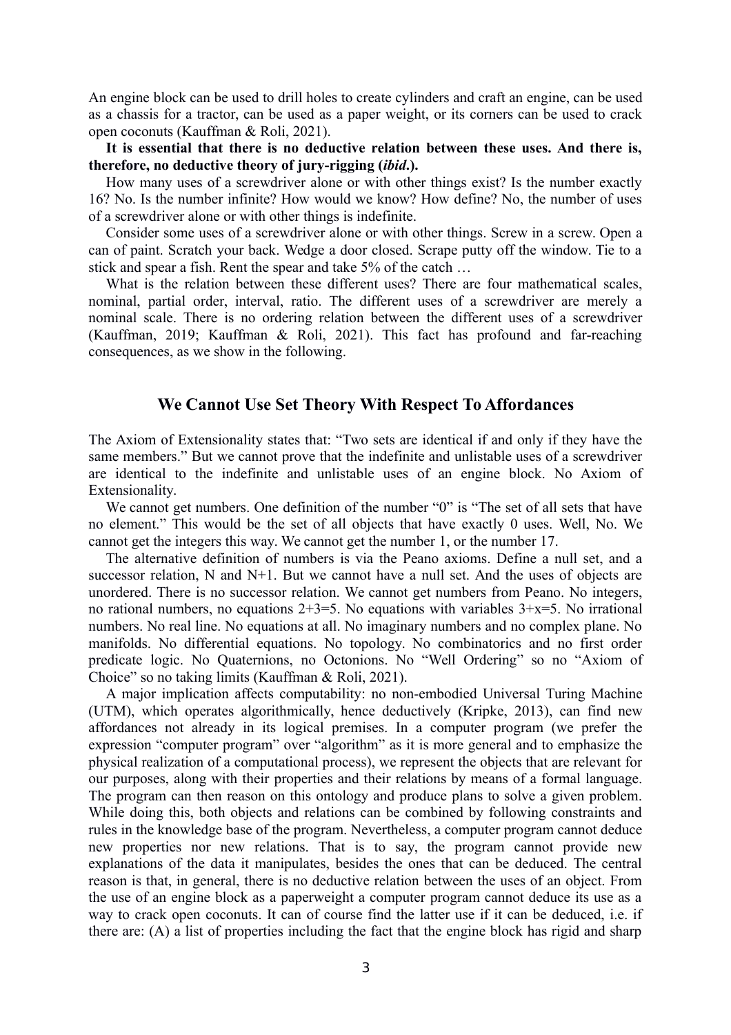An engine block can be used to drill holes to create cylinders and craft an engine, can be used as a chassis for a tractor, can be used as a paper weight, or its corners can be used to crack open coconuts (Kauffman & Roli, 2021).

**It is essential that there is no deductive relation between these uses. And there is, therefore, no deductive theory of jury-rigging (*ibid*.).**

How many uses of a screwdriver alone or with other things exist? Is the number exactly 16? No. Is the number infinite? How would we know? How define? No, the number of uses of a screwdriver alone or with other things is indefinite.

Consider some uses of a screwdriver alone or with other things. Screw in a screw. Open a can of paint. Scratch your back. Wedge a door closed. Scrape putty off the window. Tie to a stick and spear a fish. Rent the spear and take 5% of the catch …

What is the relation between these different uses? There are four mathematical scales, nominal, partial order, interval, ratio. The different uses of a screwdriver are merely a nominal scale. There is no ordering relation between the different uses of a screwdriver (Kauffman, 2019; Kauffman & Roli, 2021). This fact has profound and far-reaching consequences, as we show in the following.

## We Cannot Use Set Theory With Respect To Affordances

The Axiom of Extensionality states that: "Two sets are identical if and only if they have the same members." But we cannot prove that the indefinite and unlistable uses of a screwdriver are identical to the indefinite and unlistable uses of an engine block. No Axiom of Extensionality.

We cannot get numbers. One definition of the number "0" is "The set of all sets that have no element." This would be the set of all objects that have exactly 0 uses. Well, No. We cannot get the integers this way. We cannot get the number 1, or the number 17.

The alternative definition of numbers is via the Peano axioms. Define a null set, and a successor relation, N and N+1. But we cannot have a null set. And the uses of objects are unordered. There is no successor relation. We cannot get numbers from Peano. No integers, no rational numbers, no equations $2+3=5$. No equations with variables $3+x=5$. No irrational numbers. No real line. No equations at all. No imaginary numbers and no complex plane. No manifolds. No differential equations. No topology. No combinatorics and no first order predicate logic. No Quaternions, no Octonions. No "Well Ordering" so no "Axiom of Choice" so no taking limits (Kauffman & Roli, 2021).

A major implication affects computability: no non-embodied Universal Turing Machine (UTM), which operates algorithmically, hence deductively (Kripke, 2013), can find new affordances not already in its logical premises. In a computer program (we prefer the expression "computer program" over "algorithm" as it is more general and to emphasize the physical realization of a computational process), we represent the objects that are relevant for our purposes, along with their properties and their relations by means of a formal language. The program can then reason on this ontology and produce plans to solve a given problem. While doing this, both objects and relations can be combined by following constraints and rules in the knowledge base of the program. Nevertheless, a computer program cannot deduce new properties nor new relations. That is to say, the program cannot provide new explanations of the data it manipulates, besides the ones that can be deduced. The central reason is that, in general, there is no deductive relation between the uses of an object. From the use of an engine block as a paperweight a computer program cannot deduce its use as a way to crack open coconuts. It can of course find the latter use if it can be deduced, i.e. if there are: (A) a list of properties including the fact that the engine block has rigid and sharp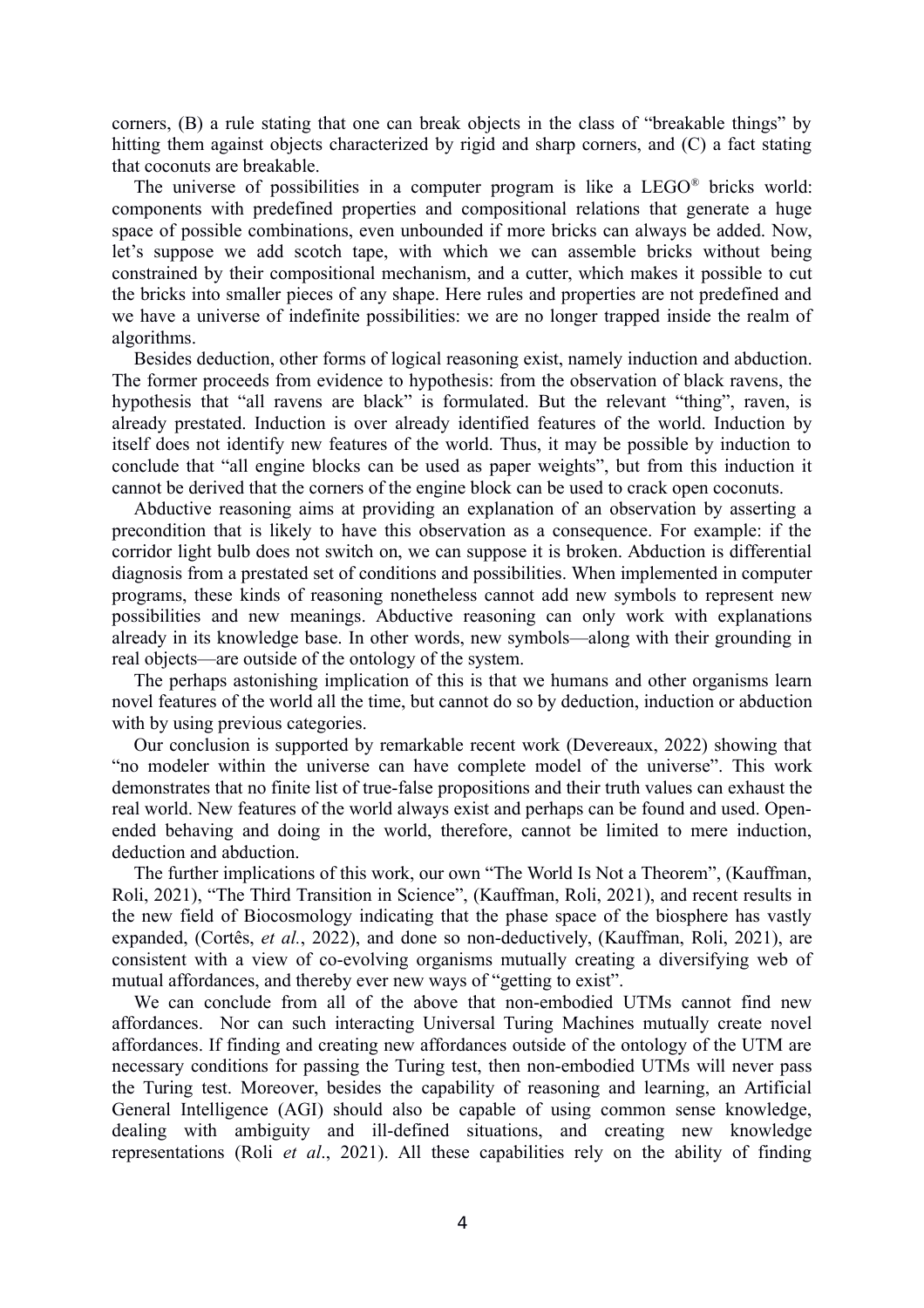corners, (B) a rule stating that one can break objects in the class of "breakable things" by hitting them against objects characterized by rigid and sharp corners, and (C) a fact stating that coconuts are breakable.

The universe of possibilities in a computer program is like a LEGO® bricks world: components with predefined properties and compositional relations that generate a huge space of possible combinations, even unbounded if more bricks can always be added. Now, let's suppose we add scotch tape, with which we can assemble bricks without being constrained by their compositional mechanism, and a cutter, which makes it possible to cut the bricks into smaller pieces of any shape. Here rules and properties are not predefined and we have a universe of indefinite possibilities: we are no longer trapped inside the realm of algorithms.

Besides deduction, other forms of logical reasoning exist, namely induction and abduction. The former proceeds from evidence to hypothesis: from the observation of black ravens, the hypothesis that "all ravens are black" is formulated. But the relevant "thing", raven, is already prestated. Induction is over already identified features of the world. Induction by itself does not identify new features of the world. Thus, it may be possible by induction to conclude that "all engine blocks can be used as paper weights", but from this induction it cannot be derived that the corners of the engine block can be used to crack open coconuts.

Abductive reasoning aims at providing an explanation of an observation by asserting a precondition that is likely to have this observation as a consequence. For example: if the corridor light bulb does not switch on, we can suppose it is broken. Abduction is differential diagnosis from a prestated set of conditions and possibilities. When implemented in computer programs, these kinds of reasoning nonetheless cannot add new symbols to represent new possibilities and new meanings. Abductive reasoning can only work with explanations already in its knowledge base. In other words, new symbols—along with their grounding in real objects—are outside of the ontology of the system.

The perhaps astonishing implication of this is that we humans and other organisms learn novel features of the world all the time, but cannot do so by deduction, induction or abduction with by using previous categories.

Our conclusion is supported by remarkable recent work (Devereaux, 2022) showing that "no modeler within the universe can have complete model of the universe". This work demonstrates that no finite list of true-false propositions and their truth values can exhaust the real world. New features of the world always exist and perhaps can be found and used. Open-ended behaving and doing in the world, therefore, cannot be limited to mere induction, deduction and abduction.

The further implications of this work, our own "The World Is Not a Theorem", (Kauffman, Roli, 2021), "The Third Transition in Science", (Kauffman, Roli, 2021), and recent results in the new field of Biocosmology indicating that the phase space of the biosphere has vastly expanded, (Cortês, *et al.*, 2022), and done so non-deductively, (Kauffman, Roli, 2021), are consistent with a view of co-evolving organisms mutually creating a diversifying web of mutual affordances, and thereby ever new ways of "getting to exist".

We can conclude from all of the above that non-embodied UTMs cannot find new affordances. Nor can such interacting Universal Turing Machines mutually create novel affordances. If finding and creating new affordances outside of the ontology of the UTM are necessary conditions for passing the Turing test, then non-embodied UTMs will never pass the Turing test. Moreover, besides the capability of reasoning and learning, an Artificial General Intelligence (AGI) should also be capable of using common sense knowledge, dealing with ambiguity and ill-defined situations, and creating new knowledge representations (Roli *et al*., 2021). All these capabilities rely on the ability of finding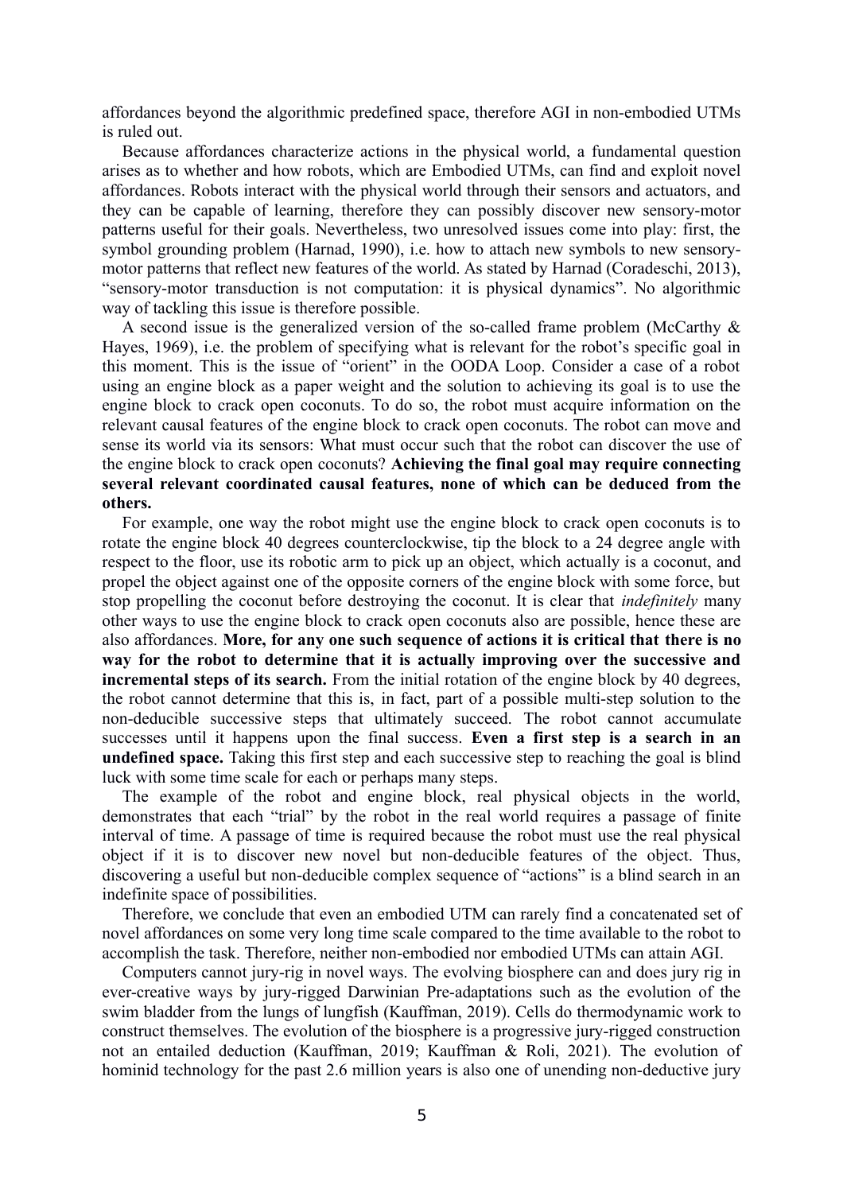affordances beyond the algorithmic predefined space, therefore AGI in non-embodied UTMs is ruled out.

Because affordances characterize actions in the physical world, a fundamental question arises as to whether and how robots, which are Embodied UTMs, can find and exploit novel affordances. Robots interact with the physical world through their sensors and actuators, and they can be capable of learning, therefore they can possibly discover new sensory-motor patterns useful for their goals. Nevertheless, two unresolved issues come into play: first, the symbol grounding problem (Harnad, 1990), i.e. how to attach new symbols to new sensory-motor patterns that reflect new features of the world. As stated by Harnad (Coradeschi, 2013), "sensory-motor transduction is not computation: it is physical dynamics". No algorithmic way of tackling this issue is therefore possible.

A second issue is the generalized version of the so-called frame problem (McCarthy & Hayes, 1969), i.e. the problem of specifying what is relevant for the robot's specific goal in this moment. This is the issue of "orient" in the OODA Loop. Consider a case of a robot using an engine block as a paper weight and the solution to achieving its goal is to use the engine block to crack open coconuts. To do so, the robot must acquire information on the relevant causal features of the engine block to crack open coconuts. The robot can move and sense its world via its sensors: What must occur such that the robot can discover the use of the engine block to crack open coconuts? **Achieving the final goal may require connecting several relevant coordinated causal features, none of which can be deduced from the others.**

For example, one way the robot might use the engine block to crack open coconuts is to rotate the engine block 40 degrees counterclockwise, tip the block to a 24 degree angle with respect to the floor, use its robotic arm to pick up an object, which actually is a coconut, and propel the object against one of the opposite corners of the engine block with some force, but stop propelling the coconut before destroying the coconut. It is clear that *indefinitely* many other ways to use the engine block to crack open coconuts also are possible, hence these are also affordances. **More, for any one such sequence of actions it is critical that there is no way for the robot to determine that it is actually improving over the successive and incremental steps of its search.** From the initial rotation of the engine block by 40 degrees, the robot cannot determine that this is, in fact, part of a possible multi-step solution to the non-deducible successive steps that ultimately succeed. The robot cannot accumulate successes until it happens upon the final success. **Even a first step is a search in an undefined space.** Taking this first step and each successive step to reaching the goal is blind luck with some time scale for each or perhaps many steps.

The example of the robot and engine block, real physical objects in the world, demonstrates that each "trial" by the robot in the real world requires a passage of finite interval of time. A passage of time is required because the robot must use the real physical object if it is to discover new novel but non-deducible features of the object. Thus, discovering a useful but non-deducible complex sequence of "actions" is a blind search in an indefinite space of possibilities.

Therefore, we conclude that even an embodied UTM can rarely find a concatenated set of novel affordances on some very long time scale compared to the time available to the robot to accomplish the task. Therefore, neither non-embodied nor embodied UTMs can attain AGI.

Computers cannot jury-rig in novel ways. The evolving biosphere can and does jury rig in ever-creative ways by jury-rigged Darwinian Pre-adaptations such as the evolution of the swim bladder from the lungs of lungfish (Kauffman, 2019). Cells do thermodynamic work to construct themselves. The evolution of the biosphere is a progressive jury-rigged construction not an entailed deduction (Kauffman, 2019; Kauffman & Roli, 2021). The evolution of hominid technology for the past 2.6 million years is also one of unending non-deductive jury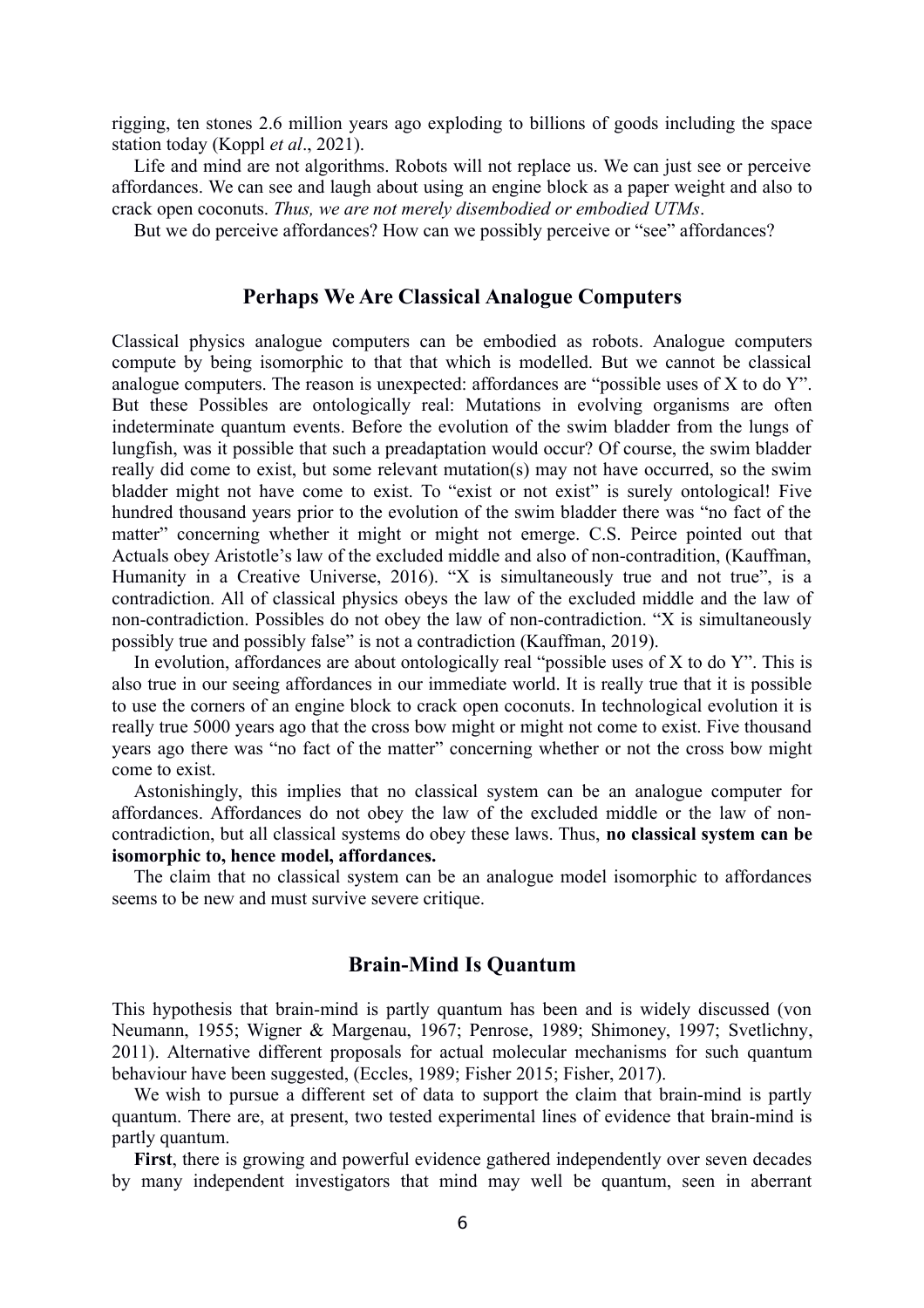rigging, ten stones 2.6 million years ago exploding to billions of goods including the space station today (Koppl *et al*., 2021).

Life and mind are not algorithms. Robots will not replace us. We can just see or perceive affordances. We can see and laugh about using an engine block as a paper weight and also to crack open coconuts. *Thus, we are not merely disembodied or embodied UTMs*.

But we do perceive affordances? How can we possibly perceive or "see" affordances?

## Perhaps We Are Classical Analogue Computers

Classical physics analogue computers can be embodied as robots. Analogue computers compute by being isomorphic to that that which is modelled. But we cannot be classical analogue computers. The reason is unexpected: affordances are "possible uses of X to do Y". But these Possibles are ontologically real: Mutations in evolving organisms are often indeterminate quantum events. Before the evolution of the swim bladder from the lungs of lungfish, was it possible that such a preadaptation would occur? Of course, the swim bladder really did come to exist, but some relevant mutation(s) may not have occurred, so the swim bladder might not have come to exist. To "exist or not exist" is surely ontological! Five hundred thousand years prior to the evolution of the swim bladder there was "no fact of the matter" concerning whether it might or might not emerge. C.S. Peirce pointed out that Actuals obey Aristotle's law of the excluded middle and also of non-contradition, (Kauffman, Humanity in a Creative Universe, 2016). "X is simultaneously true and not true", is a contradiction. All of classical physics obeys the law of the excluded middle and the law of non-contradiction. Possibles do not obey the law of non-contradiction. "X is simultaneously possibly true and possibly false" is not a contradiction (Kauffman, 2019).

In evolution, affordances are about ontologically real "possible uses of X to do Y". This is also true in our seeing affordances in our immediate world. It is really true that it is possible to use the corners of an engine block to crack open coconuts. In technological evolution it is really true 5000 years ago that the cross bow might or might not come to exist. Five thousand years ago there was "no fact of the matter" concerning whether or not the cross bow might come to exist.

Astonishingly, this implies that no classical system can be an analogue computer for affordances. Affordances do not obey the law of the excluded middle or the law of non-contradiction, but all classical systems do obey these laws. Thus, **no classical system can be isomorphic to, hence model, affordances.**

The claim that no classical system can be an analogue model isomorphic to affordances seems to be new and must survive severe critique.

## Brain-Mind Is Quantum

This hypothesis that brain-mind is partly quantum has been and is widely discussed (von Neumann, 1955; Wigner & Margenau, 1967; Penrose, 1989; Shimoney, 1997; Svetlichny, 2011). Alternative different proposals for actual molecular mechanisms for such quantum behaviour have been suggested, (Eccles, 1989; Fisher 2015; Fisher, 2017).

We wish to pursue a different set of data to support the claim that brain-mind is partly quantum. There are, at present, two tested experimental lines of evidence that brain-mind is partly quantum.

**First**, there is growing and powerful evidence gathered independently over seven decades by many independent investigators that mind may well be quantum, seen in aberrant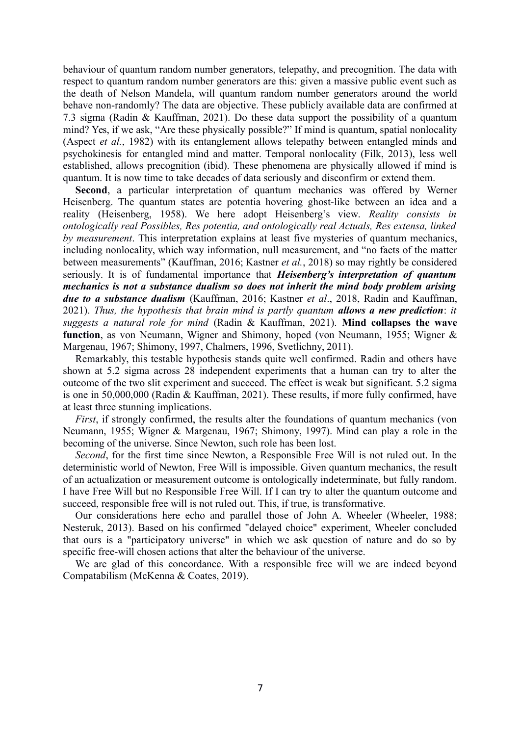behaviour of quantum random number generators, telepathy, and precognition. The data with respect to quantum random number generators are this: given a massive public event such as the death of Nelson Mandela, will quantum random number generators around the world behave non-randomly? The data are objective. These publicly available data are confirmed at 7.3 sigma (Radin & Kauffman, 2021). Do these data support the possibility of a quantum mind? Yes, if we ask, "Are these physically possible?" If mind is quantum, spatial nonlocality (Aspect *et al.*, 1982) with its entanglement allows telepathy between entangled minds and psychokinesis for entangled mind and matter. Temporal nonlocality (Filk, 2013), less well established, allows precognition (ibid). These phenomena are physically allowed if mind is quantum. It is now time to take decades of data seriously and disconfirm or extend them.

**Second**, a particular interpretation of quantum mechanics was offered by Werner Heisenberg. The quantum states are potentia hovering ghost-like between an idea and a reality (Heisenberg, 1958). We here adopt Heisenberg's view. *Reality consists in ontologically real Possibles, Res potentia, and ontologically real Actuals, Res extensa, linked by measurement*. This interpretation explains at least five mysteries of quantum mechanics, including nonlocality, which way information, null measurement, and "no facts of the matter between measurements" (Kauffman, 2016; Kastner *et al.*, 2018) so may rightly be considered seriously. It is of fundamental importance that ***Heisenberg's interpretation of quantum mechanics is not a substance dualism so does not inherit the mind body problem arising due to a substance dualism*** (Kauffman, 2016; Kastner *et al*., 2018, Radin and Kauffman, 2021). *Thus, the hypothesis that brain mind is partly quantum* ***allows a new prediction***: *it suggests a natural role for mind* (Radin & Kauffman, 2021). **Mind collapses the wave function**, as von Neumann, Wigner and Shimony, hoped (von Neumann, 1955; Wigner & Margenau, 1967; Shimony, 1997, Chalmers, 1996, Svetlichny, 2011).

Remarkably, this testable hypothesis stands quite well confirmed. Radin and others have shown at 5.2 sigma across 28 independent experiments that a human can try to alter the outcome of the two slit experiment and succeed. The effect is weak but significant. 5.2 sigma is one in 50,000,000 (Radin & Kauffman, 2021). These results, if more fully confirmed, have at least three stunning implications.

*First*, if strongly confirmed, the results alter the foundations of quantum mechanics (von Neumann, 1955; Wigner & Margenau, 1967; Shimony, 1997). Mind can play a role in the becoming of the universe. Since Newton, such role has been lost.

*Second*, for the first time since Newton, a Responsible Free Will is not ruled out. In the deterministic world of Newton, Free Will is impossible. Given quantum mechanics, the result of an actualization or measurement outcome is ontologically indeterminate, but fully random. I have Free Will but no Responsible Free Will. If I can try to alter the quantum outcome and succeed, responsible free will is not ruled out. This, if true, is transformative.

Our considerations here echo and parallel those of John A. Wheeler (Wheeler, 1988; Nesteruk, 2013). Based on his confirmed "delayed choice" experiment, Wheeler concluded that ours is a "participatory universe" in which we ask question of nature and do so by specific free-will chosen actions that alter the behaviour of the universe.

We are glad of this concordance. With a responsible free will we are indeed beyond Compatabilism (McKenna & Coates, 2019).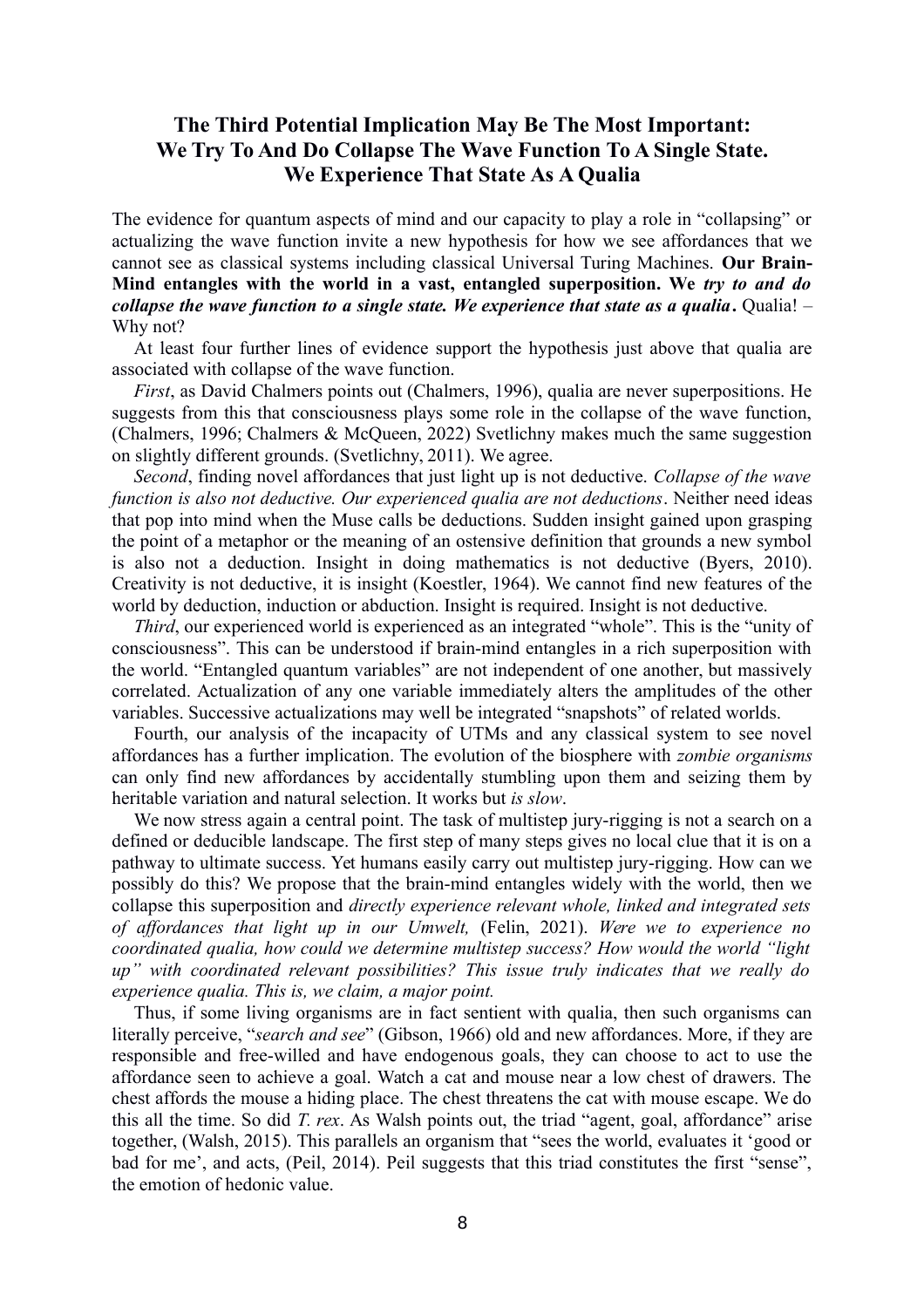## The Third Potential Implication May Be The Most Important: We Try To And Do Collapse The Wave Function To A Single State. We Experience That State As A Qualia

The evidence for quantum aspects of mind and our capacity to play a role in "collapsing" or actualizing the wave function invite a new hypothesis for how we see affordances that we cannot see as classical systems including classical Universal Turing Machines. **Our Brain-Mind entangles with the world in a vast, entangled superposition. We *try to and do collapse the wave function to a single state. We experience that state as a qualia*.** Qualia! – Why not?

At least four further lines of evidence support the hypothesis just above that qualia are associated with collapse of the wave function.

*First*, as David Chalmers points out (Chalmers, 1996), qualia are never superpositions. He suggests from this that consciousness plays some role in the collapse of the wave function, (Chalmers, 1996; Chalmers & McQueen, 2022) Svetlichny makes much the same suggestion on slightly different grounds. (Svetlichny, 2011). We agree.

*Second*, finding novel affordances that just light up is not deductive. *Collapse of the wave function is also not deductive. Our experienced qualia are not deductions*. Neither need ideas that pop into mind when the Muse calls be deductions. Sudden insight gained upon grasping the point of a metaphor or the meaning of an ostensive definition that grounds a new symbol is also not a deduction. Insight in doing mathematics is not deductive (Byers, 2010). Creativity is not deductive, it is insight (Koestler, 1964). We cannot find new features of the world by deduction, induction or abduction. Insight is required. Insight is not deductive.

*Third*, our experienced world is experienced as an integrated "whole". This is the "unity of consciousness". This can be understood if brain-mind entangles in a rich superposition with the world. "Entangled quantum variables" are not independent of one another, but massively correlated. Actualization of any one variable immediately alters the amplitudes of the other variables. Successive actualizations may well be integrated "snapshots" of related worlds.

Fourth, our analysis of the incapacity of UTMs and any classical system to see novel affordances has a further implication. The evolution of the biosphere with *zombie organisms* can only find new affordances by accidentally stumbling upon them and seizing them by heritable variation and natural selection. It works but *is slow*.

We now stress again a central point. The task of multistep jury-rigging is not a search on a defined or deducible landscape. The first step of many steps gives no local clue that it is on a pathway to ultimate success. Yet humans easily carry out multistep jury-rigging. How can we possibly do this? We propose that the brain-mind entangles widely with the world, then we collapse this superposition and *directly experience relevant whole, linked and integrated sets of affordances that light up in our Umwelt,* (Felin, 2021). *Were we to experience no coordinated qualia, how could we determine multistep success? How would the world "light up" with coordinated relevant possibilities? This issue truly indicates that we really do experience qualia. This is, we claim, a major point.*

Thus, if some living organisms are in fact sentient with qualia, then such organisms can literally perceive, "*search and see*" (Gibson, 1966) old and new affordances. More, if they are responsible and free-willed and have endogenous goals, they can choose to act to use the affordance seen to achieve a goal. Watch a cat and mouse near a low chest of drawers. The chest affords the mouse a hiding place. The chest threatens the cat with mouse escape. We do this all the time. So did *T. rex*. As Walsh points out, the triad "agent, goal, affordance" arise together, (Walsh, 2015). This parallels an organism that "sees the world, evaluates it 'good or bad for me', and acts, (Peil, 2014). Peil suggests that this triad constitutes the first "sense", the emotion of hedonic value.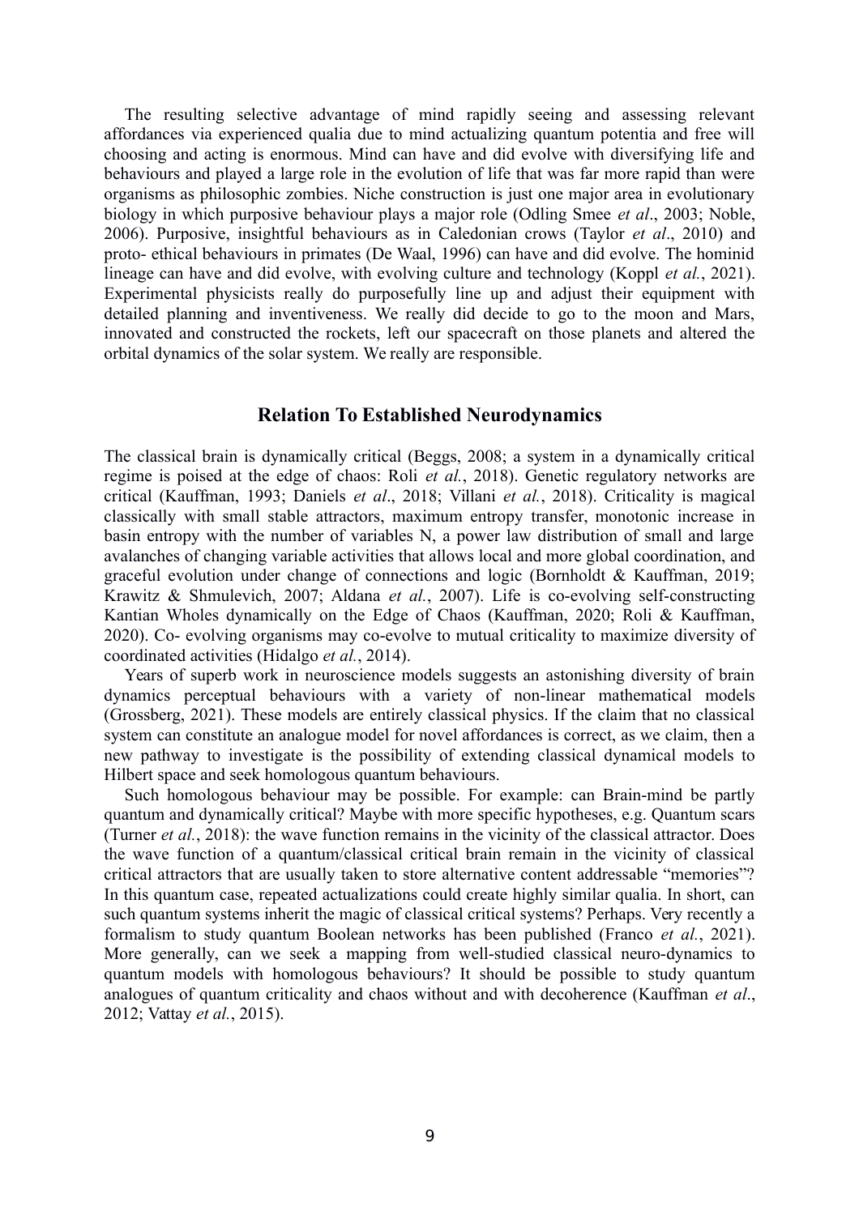The resulting selective advantage of mind rapidly seeing and assessing relevant affordances via experienced qualia due to mind actualizing quantum potentia and free will choosing and acting is enormous. Mind can have and did evolve with diversifying life and behaviours and played a large role in the evolution of life that was far more rapid than were organisms as philosophic zombies. Niche construction is just one major area in evolutionary biology in which purposive behaviour plays a major role (Odling Smee *et al*., 2003; Noble, 2006). Purposive, insightful behaviours as in Caledonian crows (Taylor *et al*., 2010) and proto- ethical behaviours in primates (De Waal, 1996) can have and did evolve. The hominid lineage can have and did evolve, with evolving culture and technology (Koppl *et al.*, 2021). Experimental physicists really do purposefully line up and adjust their equipment with detailed planning and inventiveness. We really did decide to go to the moon and Mars, innovated and constructed the rockets, left our spacecraft on those planets and altered the orbital dynamics of the solar system. We really are responsible.

## Relation To Established Neurodynamics

The classical brain is dynamically critical (Beggs, 2008; a system in a dynamically critical regime is poised at the edge of chaos: Roli *et al.*, 2018). Genetic regulatory networks are critical (Kauffman, 1993; Daniels *et al*., 2018; Villani *et al.*, 2018). Criticality is magical classically with small stable attractors, maximum entropy transfer, monotonic increase in basin entropy with the number of variables N, a power law distribution of small and large avalanches of changing variable activities that allows local and more global coordination, and graceful evolution under change of connections and logic (Bornholdt & Kauffman, 2019; Krawitz & Shmulevich, 2007; Aldana *et al.*, 2007). Life is co-evolving self-constructing Kantian Wholes dynamically on the Edge of Chaos (Kauffman, 2020; Roli & Kauffman, 2020). Co- evolving organisms may co-evolve to mutual criticality to maximize diversity of coordinated activities (Hidalgo *et al.*, 2014).

Years of superb work in neuroscience models suggests an astonishing diversity of brain dynamics perceptual behaviours with a variety of non-linear mathematical models (Grossberg, 2021). These models are entirely classical physics. If the claim that no classical system can constitute an analogue model for novel affordances is correct, as we claim, then a new pathway to investigate is the possibility of extending classical dynamical models to Hilbert space and seek homologous quantum behaviours.

Such homologous behaviour may be possible. For example: can Brain-mind be partly quantum and dynamically critical? Maybe with more specific hypotheses, e.g. Quantum scars (Turner *et al.*, 2018): the wave function remains in the vicinity of the classical attractor. Does the wave function of a quantum/classical critical brain remain in the vicinity of classical critical attractors that are usually taken to store alternative content addressable "memories"? In this quantum case, repeated actualizations could create highly similar qualia. In short, can such quantum systems inherit the magic of classical critical systems? Perhaps. Very recently a formalism to study quantum Boolean networks has been published (Franco *et al.*, 2021). More generally, can we seek a mapping from well-studied classical neuro-dynamics to quantum models with homologous behaviours? It should be possible to study quantum analogues of quantum criticality and chaos without and with decoherence (Kauffman *et al*., 2012; Vattay *et al.*, 2015).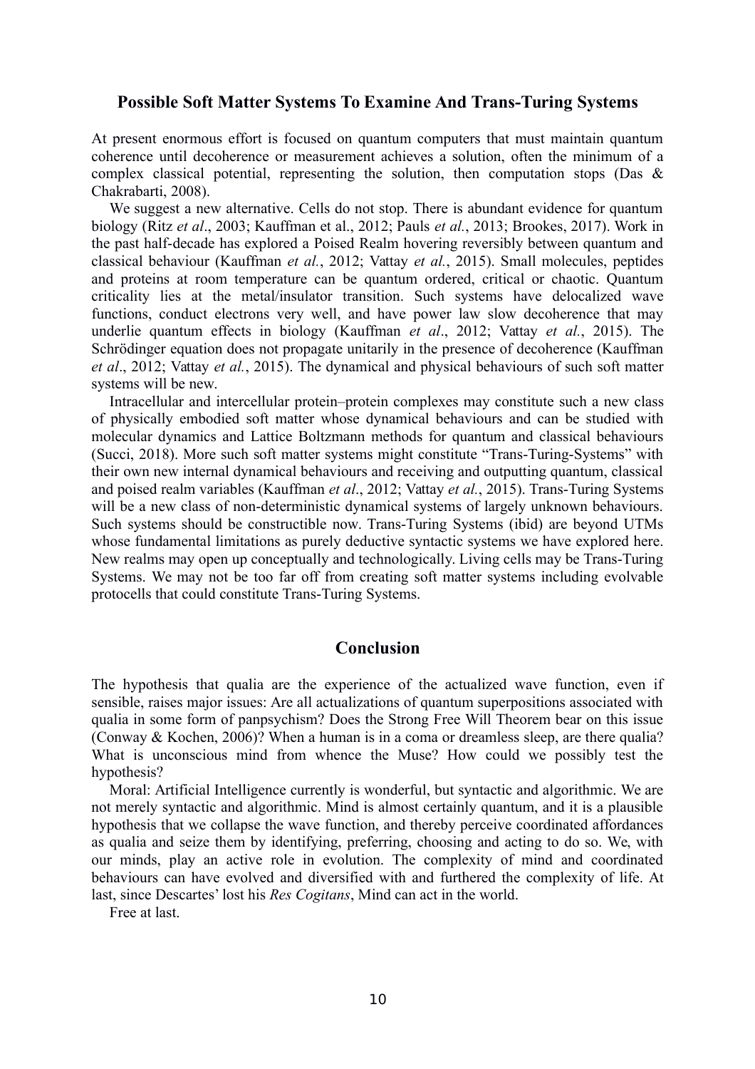## Possible Soft Matter Systems To Examine And Trans-Turing Systems

At present enormous effort is focused on quantum computers that must maintain quantum coherence until decoherence or measurement achieves a solution, often the minimum of a complex classical potential, representing the solution, then computation stops (Das & Chakrabarti, 2008).

We suggest a new alternative. Cells do not stop. There is abundant evidence for quantum biology (Ritz *et al*., 2003; Kauffman et al., 2012; Pauls *et al.*, 2013; Brookes, 2017). Work in the past half-decade has explored a Poised Realm hovering reversibly between quantum and classical behaviour (Kauffman *et al.*, 2012; Vattay *et al.*, 2015). Small molecules, peptides and proteins at room temperature can be quantum ordered, critical or chaotic. Quantum criticality lies at the metal/insulator transition. Such systems have delocalized wave functions, conduct electrons very well, and have power law slow decoherence that may underlie quantum effects in biology (Kauffman *et al*., 2012; Vattay *et al.*, 2015). The Schrödinger equation does not propagate unitarily in the presence of decoherence (Kauffman *et al*., 2012; Vattay *et al.*, 2015). The dynamical and physical behaviours of such soft matter systems will be new.

Intracellular and intercellular protein–protein complexes may constitute such a new class of physically embodied soft matter whose dynamical behaviours and can be studied with molecular dynamics and Lattice Boltzmann methods for quantum and classical behaviours (Succi, 2018). More such soft matter systems might constitute "Trans-Turing-Systems" with their own new internal dynamical behaviours and receiving and outputting quantum, classical and poised realm variables (Kauffman *et al*., 2012; Vattay *et al.*, 2015). Trans-Turing Systems will be a new class of non-deterministic dynamical systems of largely unknown behaviours. Such systems should be constructible now. Trans-Turing Systems (ibid) are beyond UTMs whose fundamental limitations as purely deductive syntactic systems we have explored here. New realms may open up conceptually and technologically. Living cells may be Trans-Turing Systems. We may not be too far off from creating soft matter systems including evolvable protocells that could constitute Trans-Turing Systems.

## Conclusion

The hypothesis that qualia are the experience of the actualized wave function, even if sensible, raises major issues: Are all actualizations of quantum superpositions associated with qualia in some form of panpsychism? Does the Strong Free Will Theorem bear on this issue (Conway & Kochen, 2006)? When a human is in a coma or dreamless sleep, are there qualia? What is unconscious mind from whence the Muse? How could we possibly test the hypothesis?

Moral: Artificial Intelligence currently is wonderful, but syntactic and algorithmic. We are not merely syntactic and algorithmic. Mind is almost certainly quantum, and it is a plausible hypothesis that we collapse the wave function, and thereby perceive coordinated affordances as qualia and seize them by identifying, preferring, choosing and acting to do so. We, with our minds, play an active role in evolution. The complexity of mind and coordinated behaviours can have evolved and diversified with and furthered the complexity of life. At last, since Descartes' lost his *Res Cogitans*, Mind can act in the world.

Free at last.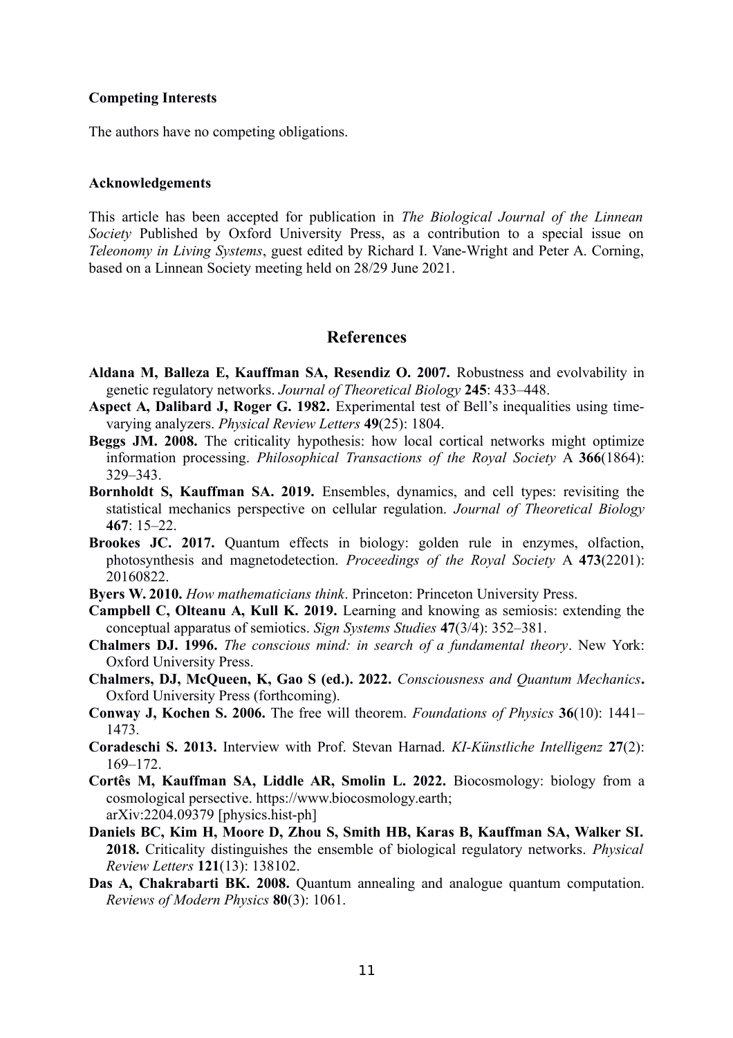#### Competing Interests

The authors have no competing obligations.

#### Acknowledgements

This article has been accepted for publication in *The Biological Journal of the Linnean Society* Published by Oxford University Press, as a contribution to a special issue on *Teleonomy in Living Systems*, guest edited by Richard I. Vane-Wright and Peter A. Corning, based on a Linnean Society meeting held on 28/29 June 2021.

## References

**Aldana M, Balleza E, Kauffman SA, Resendiz O. 2007.** Robustness and evolvability in genetic regulatory networks. *Journal of Theoretical Biology* **245**: 433–448.

**Aspect A, Dalibard J, Roger G. 1982.** Experimental test of Bell's inequalities using time-varying analyzers. *Physical Review Letters* **49**(25): 1804.

**Beggs JM. 2008.** The criticality hypothesis: how local cortical networks might optimize information processing. *Philosophical Transactions of the Royal Society* A **366**(1864): 329–343.

**Bornholdt S, Kauffman SA. 2019.** Ensembles, dynamics, and cell types: revisiting the statistical mechanics perspective on cellular regulation. *Journal of Theoretical Biology* **467**: 15–22.

**Brookes JC. 2017.** Quantum effects in biology: golden rule in enzymes, olfaction, photosynthesis and magnetodetection. *Proceedings of the Royal Society* A **473**(2201): 20160822.

**Byers W. 2010.** *How mathematicians think*. Princeton: Princeton University Press.

**Campbell C, Olteanu A, Kull K. 2019.** Learning and knowing as semiosis: extending the conceptual apparatus of semiotics. *Sign Systems Studies* **47**(3/4): 352–381.

**Chalmers DJ. 1996.** *The conscious mind: in search of a fundamental theory*. New York: Oxford University Press.

**Chalmers, DJ, McQueen, K, Gao S (ed.). 2022.** *Consciousness and Quantum Mechanics***.** Oxford University Press (forthcoming).

**Conway J, Kochen S. 2006.** The free will theorem. *Foundations of Physics* **36**(10): 1441–1473.

**Coradeschi S. 2013.** Interview with Prof. Stevan Harnad. *KI-Künstliche Intelligenz* **27**(2): 169–172.

**Cortês M, Kauffman SA, Liddle AR, Smolin L. 2022.** Biocosmology: biology from a cosmological persective. https://www.biocosmology.earth; arXiv:2204.09379 [physics.hist-ph]

**Daniels BC, Kim H, Moore D, Zhou S, Smith HB, Karas B, Kauffman SA, Walker SI. 2018.** Criticality distinguishes the ensemble of biological regulatory networks. *Physical Review Letters* **121**(13): 138102.

**Das A, Chakrabarti BK. 2008.** Quantum annealing and analogue quantum computation. *Reviews of Modern Physics* **80**(3): 1061.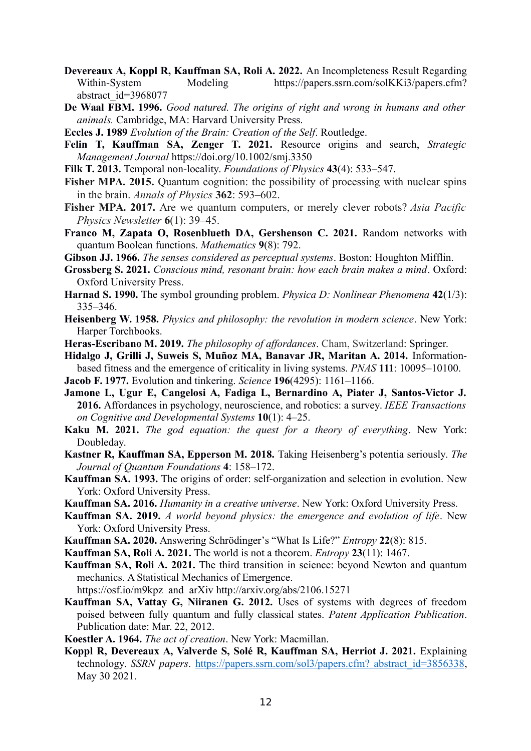**Devereaux A, Koppl R, Kauffman SA, Roli A. 2022.** An Incompleteness Result Regarding Within-System Modeling https://papers.ssrn.com/solKKi3/papers.cfm?abstract_id=3968077

**De Waal FBM. 1996.** *Good natured. The origins of right and wrong in humans and other animals.* Cambridge, MA: Harvard University Press.

**Eccles J. 1989** *Evolution of the Brain: Creation of the Self*. Routledge.

**Felin T, Kauffman SA, Zenger T. 2021.** Resource origins and search, *Strategic Management Journal* https://doi.org/10.1002/smj.3350

**Filk T. 2013.** Temporal non-locality. *Foundations of Physics* **43**(4): 533–547.

**Fisher MPA. 2015.** Quantum cognition: the possibility of processing with nuclear spins in the brain. *Annals of Physics* **362**: 593–602.

**Fisher MPA. 2017.** Are we quantum computers, or merely clever robots? *Asia Pacific Physics Newsletter* **6**(1): 39–45.

**Franco M, Zapata O, Rosenblueth DA, Gershenson C. 2021.** Random networks with quantum Boolean functions. *Mathematics* **9**(8): 792.

**Gibson JJ. 1966.** *The senses considered as perceptual systems*. Boston: Houghton Mifflin.

**Grossberg S. 2021.** *Conscious mind, resonant brain: how each brain makes a mind*. Oxford: Oxford University Press.

**Harnad S. 1990.** The symbol grounding problem. *Physica D: Nonlinear Phenomena* **42**(1/3): 335–346.

**Heisenberg W. 1958.** *Physics and philosophy: the revolution in modern science*. New York: Harper Torchbooks.

**Heras-Escribano M. 2019.** *The philosophy of affordances*. Cham, Switzerland: Springer.

**Hidalgo J, Grilli J, Suweis S, Muñoz MA, Banavar JR, Maritan A. 2014.** Information-based fitness and the emergence of criticality in living systems. *PNAS* **111**: 10095–10100.

**Jacob F. 1977.** Evolution and tinkering. *Science* **196**(4295): 1161–1166.

**Jamone L, Ugur E, Cangelosi A, Fadiga L, Bernardino A, Piater J, Santos-Victor J. 2016.** Affordances in psychology, neuroscience, and robotics: a survey. *IEEE Transactions on Cognitive and Developmental Systems* **10**(1): 4–25.

**Kaku M. 2021.** *The god equation: the quest for a theory of everything*. New York: Doubleday.

**Kastner R, Kauffman SA, Epperson M. 2018.** Taking Heisenberg's potentia seriously. *The Journal of Quantum Foundations* **4**: 158–172.

**Kauffman SA. 1993.** The origins of order: self-organization and selection in evolution. New York: Oxford University Press.

**Kauffman SA. 2016.** *Humanity in a creative universe*. New York: Oxford University Press.

**Kauffman SA. 2019.** *A world beyond physics: the emergence and evolution of life*. New York: Oxford University Press.

**Kauffman SA. 2020.** Answering Schrödinger's "What Is Life?" *Entropy* **22**(8): 815.

**Kauffman SA, Roli A. 2021.** The world is not a theorem. *Entropy* **23**(11): 1467.

**Kauffman SA, Roli A. 2021.** The third transition in science: beyond Newton and quantum mechanics. A Statistical Mechanics of Emergence.
https://osf.io/m9kpz and arXiv http://arxiv.org/abs/2106.15271

**Kauffman SA, Vattay G, Niiranen G. 2012.** Uses of systems with degrees of freedom poised between fully quantum and fully classical states. *Patent Application Publication*. Publication date: Mar. 22, 2012.

**Koestler A. 1964.** *The act of creation*. New York: Macmillan.

**Koppl R, Devereaux A, Valverde S, Solé R, Kauffman SA, Herriot J. 2021.** Explaining technology. *SSRN papers*. https://papers.ssrn.com/sol3/papers.cfm?_abstract_id=3856338, May 30 2021.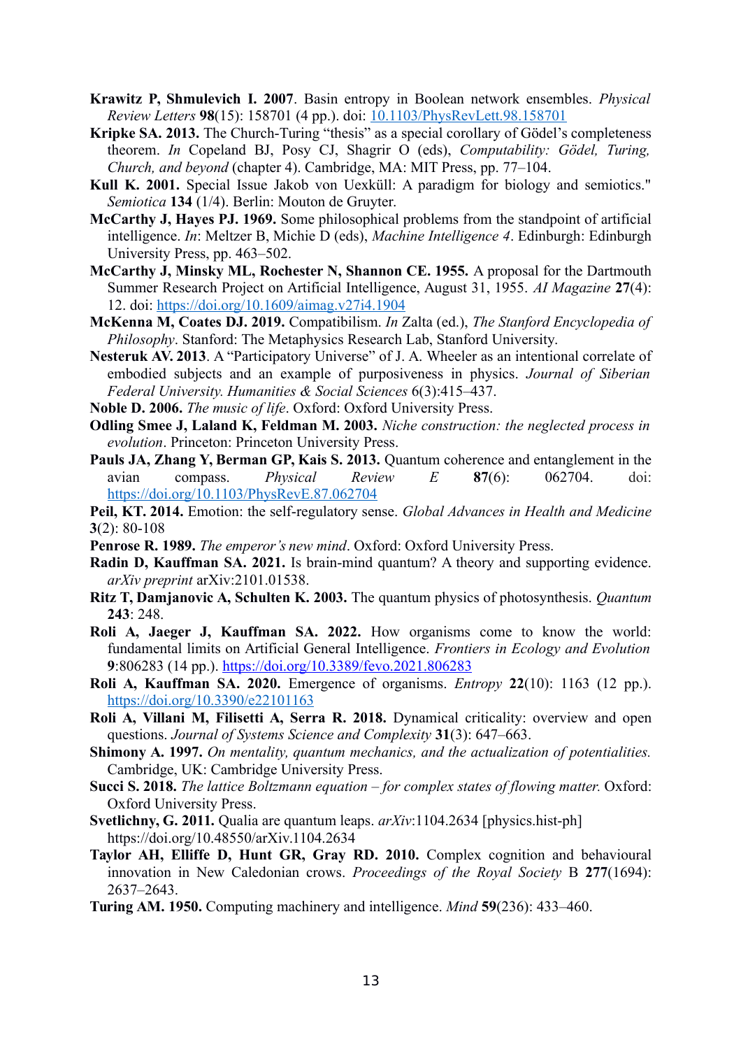**Krawitz P, Shmulevich I. 2007**. Basin entropy in Boolean network ensembles. *Physical Review Letters* **98**(15): 158701 (4 pp.). doi: 10.1103/PhysRevLett.98.158701

**Kripke SA. 2013.** The Church-Turing "thesis" as a special corollary of Gödel's completeness theorem. *In* Copeland BJ, Posy CJ, Shagrir O (eds), *Computability: Gödel, Turing, Church, and beyond* (chapter 4). Cambridge, MA: MIT Press, pp. 77–104.

**Kull K. 2001.** Special Issue Jakob von Uexküll: A paradigm for biology and semiotics." *Semiotica* **134** (1/4). Berlin: Mouton de Gruyter.

**McCarthy J, Hayes PJ. 1969.** Some philosophical problems from the standpoint of artificial intelligence. *In*: Meltzer B, Michie D (eds), *Machine Intelligence 4*. Edinburgh: Edinburgh University Press, pp. 463–502.

**McCarthy J, Minsky ML, Rochester N, Shannon CE. 1955.** A proposal for the Dartmouth Summer Research Project on Artificial Intelligence, August 31, 1955. *AI Magazine* **27**(4): 12. doi: https://doi.org/10.1609/aimag.v27i4.1904

**McKenna M, Coates DJ. 2019.** Compatibilism. *In* Zalta (ed.), *The Stanford Encyclopedia of Philosophy*. Stanford: The Metaphysics Research Lab, Stanford University.

**Nesteruk AV. 2013**. A "Participatory Universe" of J. A. Wheeler as an intentional correlate of embodied subjects and an example of purposiveness in physics. *Journal of Siberian Federal University. Humanities & Social Sciences* 6(3):415–437.

**Noble D. 2006.** *The music of life*. Oxford: Oxford University Press.

**Odling Smee J, Laland K, Feldman M. 2003.** *Niche construction: the neglected process in evolution*. Princeton: Princeton University Press.

**Pauls JA, Zhang Y, Berman GP, Kais S. 2013.** Quantum coherence and entanglement in the avian compass. *Physical Review E* **87**(6): 062704. doi: https://doi.org/10.1103/PhysRevE.87.062704

**Peil, KT. 2014.** Emotion: the self-regulatory sense. *Global Advances in Health and Medicine* **3**(2): 80-108

**Penrose R. 1989.** *The emperor's new mind*. Oxford: Oxford University Press.

**Radin D, Kauffman SA. 2021.** Is brain-mind quantum? A theory and supporting evidence. *arXiv preprint* arXiv:2101.01538.

**Ritz T, Damjanovic A, Schulten K. 2003.** The quantum physics of photosynthesis. *Quantum* **243**: 248.

**Roli A, Jaeger J, Kauffman SA. 2022.** How organisms come to know the world: fundamental limits on Artificial General Intelligence. *Frontiers in Ecology and Evolution* **9**:806283 (14 pp.). https://doi.org/10.3389/fevo.2021.806283

**Roli A, Kauffman SA. 2020.** Emergence of organisms. *Entropy* **22**(10): 1163 (12 pp.). https://doi.org/10.3390/e22101163

**Roli A, Villani M, Filisetti A, Serra R. 2018.** Dynamical criticality: overview and open questions. *Journal of Systems Science and Complexity* **31**(3): 647–663.

**Shimony A. 1997.** *On mentality, quantum mechanics, and the actualization of potentialities.* Cambridge, UK: Cambridge University Press.

**Succi S. 2018.** *The lattice Boltzmann equation – for complex states of flowing matter.* Oxford: Oxford University Press.

**Svetlichny, G. 2011.** Qualia are quantum leaps. *arXiv*:1104.2634 [physics.hist-ph] https://doi.org/10.48550/arXiv.1104.2634

**Taylor AH, Elliffe D, Hunt GR, Gray RD. 2010.** Complex cognition and behavioural innovation in New Caledonian crows. *Proceedings of the Royal Society* B **277**(1694): 2637–2643.

**Turing AM. 1950.** Computing machinery and intelligence. *Mind* **59**(236): 433–460.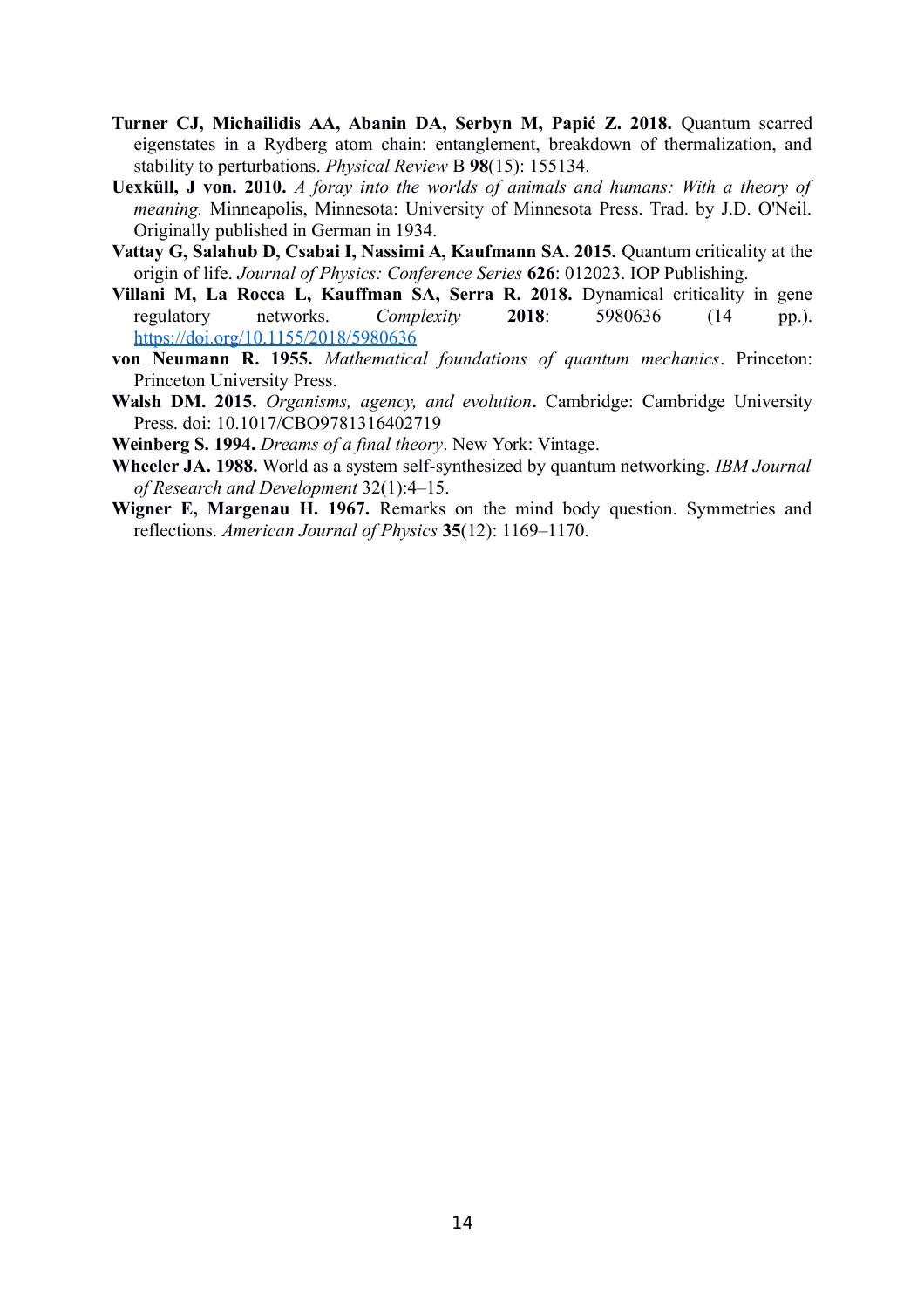**Turner CJ, Michailidis AA, Abanin DA, Serbyn M, Papić Z. 2018.** Quantum scarred eigenstates in a Rydberg atom chain: entanglement, breakdown of thermalization, and stability to perturbations. *Physical Review* B **98**(15): 155134.

**Uexküll, J von. 2010.** *A foray into the worlds of animals and humans: With a theory of meaning.* Minneapolis, Minnesota: University of Minnesota Press. Trad. by J.D. O'Neil. Originally published in German in 1934.

**Vattay G, Salahub D, Csabai I, Nassimi A, Kaufmann SA. 2015.** Quantum criticality at the origin of life. *Journal of Physics: Conference Series* **626**: 012023. IOP Publishing.

**Villani M, La Rocca L, Kauffman SA, Serra R. 2018.** Dynamical criticality in gene regulatory networks. *Complexity* **2018**: 5980636 (14 pp.). https://doi.org/10.1155/2018/5980636

**von Neumann R. 1955.** *Mathematical foundations of quantum mechanics*. Princeton: Princeton University Press.

**Walsh DM. 2015.** *Organisms, agency, and evolution***.** Cambridge: Cambridge University Press. doi: 10.1017/CBO9781316402719

**Weinberg S. 1994.** *Dreams of a final theory*. New York: Vintage.

**Wheeler JA. 1988.** World as a system self-synthesized by quantum networking. *IBM Journal of Research and Development* 32(1):4–15.

**Wigner E, Margenau H. 1967.** Remarks on the mind body question. Symmetries and reflections. *American Journal of Physics* **35**(12): 1169–1170.